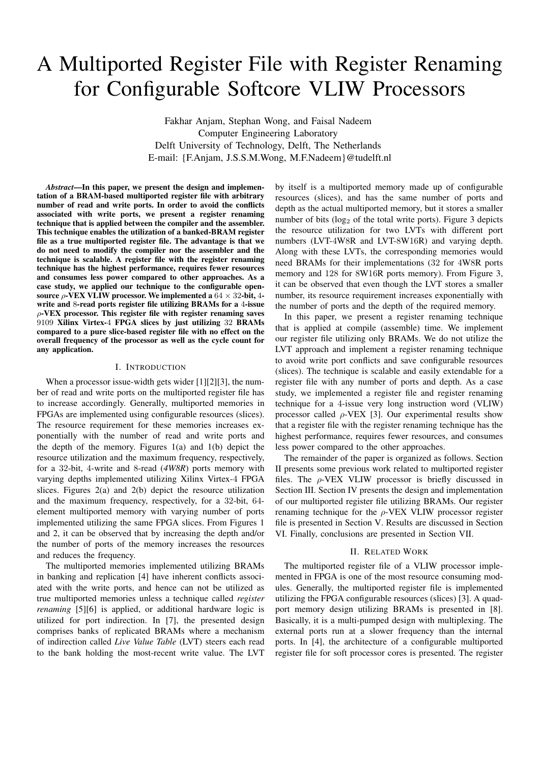# A Multiported Register File with Register Renaming for Configurable Softcore VLIW Processors

Fakhar Anjam, Stephan Wong, and Faisal Nadeem
Computer Engineering Laboratory
Delft University of Technology, Delft, The Netherlands
E-mail: {F.Anjam, J.S.S.M.Wong, M.F.Nadeem}@tudelft.nl

***Abstract*—In this paper, we present the design and implementation of a BRAM-based multiported register file with arbitrary number of read and write ports. In order to avoid the conflicts associated with write ports, we present a register renaming technique that is applied between the compiler and the assembler. This technique enables the utilization of a banked-BRAM register file as a true multiported register file. The advantage is that we do not need to modify the compiler nor the assembler and the technique is scalable. A register file with the register renaming technique has the highest performance, requires fewer resources and consumes less power compared to other approaches. As a case study, we applied our technique to the configurable open-source $\rho$-VEX VLIW processor. We implemented a $64 \times 32$-bit, 4-write and 8-read ports register file utilizing BRAMs for a 4-issue $\rho$-VEX processor. This register file with register renaming saves 9109 Xilinx Virtex-4 FPGA slices by just utilizing 32 BRAMs compared to a pure slice-based register file with no effect on the overall frequency of the processor as well as the cycle count for any application.**

## I. Introduction

When a processor issue-width gets wider [1][2][3], the number of read and write ports on the multiported register file has to increase accordingly. Generally, multiported memories in FPGAs are implemented using configurable resources (slices). The resource requirement for these memories increases exponentially with the number of read and write ports and the depth of the memory. Figures 1(a) and 1(b) depict the resource utilization and the maximum frequency, respectively, for a 32-bit, 4-write and 8-read (*4W8R*) ports memory with varying depths implemented utilizing Xilinx Virtex-4 FPGA slices. Figures 2(a) and 2(b) depict the resource utilization and the maximum frequency, respectively, for a 32-bit, 64-element multiported memory with varying number of ports implemented utilizing the same FPGA slices. From Figures 1 and 2, it can be observed that by increasing the depth and/or the number of ports of the memory increases the resources and reduces the frequency.

The multiported memories implemented utilizing BRAMs in banking and replication [4] have inherent conflicts associated with the write ports, and hence can not be utilized as true multiported memories unless a technique called *register renaming* [5][6] is applied, or additional hardware logic is utilized for port indirection. In [7], the presented design comprises banks of replicated BRAMs where a mechanism of indirection called *Live Value Table* (LVT) steers each read to the bank holding the most-recent write value. The LVT by itself is a multiported memory made up of configurable resources (slices), and has the same number of ports and depth as the actual multiported memory, but it stores a smaller number of bits ($\log_2$ of the total write ports). Figure 3 depicts the resource utilization for two LVTs with different port numbers (LVT-4W8R and LVT-8W16R) and varying depth. Along with these LVTs, the corresponding memories would need BRAMs for their implementations (32 for 4W8R ports memory and 128 for 8W16R ports memory). From Figure 3, it can be observed that even though the LVT stores a smaller number, its resource requirement increases exponentially with the number of ports and the depth of the required memory.

In this paper, we present a register renaming technique that is applied at compile (assemble) time. We implement our register file utilizing only BRAMs. We do not utilize the LVT approach and implement a register renaming technique to avoid write port conflicts and save configurable resources (slices). The technique is scalable and easily extendable for a register file with any number of ports and depth. As a case study, we implemented a register file and register renaming technique for a 4-issue very long instruction word (VLIW) processor called $\rho$-VEX [3]. Our experimental results show that a register file with the register renaming technique has the highest performance, requires fewer resources, and consumes less power compared to the other approaches.

The remainder of the paper is organized as follows. Section II presents some previous work related to multiported register files. The $\rho$-VEX VLIW processor is briefly discussed in Section III. Section IV presents the design and implementation of our multiported register file utilizing BRAMs. Our register renaming technique for the $\rho$-VEX VLIW processor register file is presented in Section V. Results are discussed in Section VI. Finally, conclusions are presented in Section VII.

## II. Related Work

The multiported register file of a VLIW processor implemented in FPGA is one of the most resource consuming modules. Generally, the multiported register file is implemented utilizing the FPGA configurable resources (slices) [3]. A quad-port memory design utilizing BRAMs is presented in [8]. Basically, it is a multi-pumped design with multiplexing. The external ports run at a slower frequency than the internal ports. In [4], the architecture of a configurable multiported register file for soft processor cores is presented. The register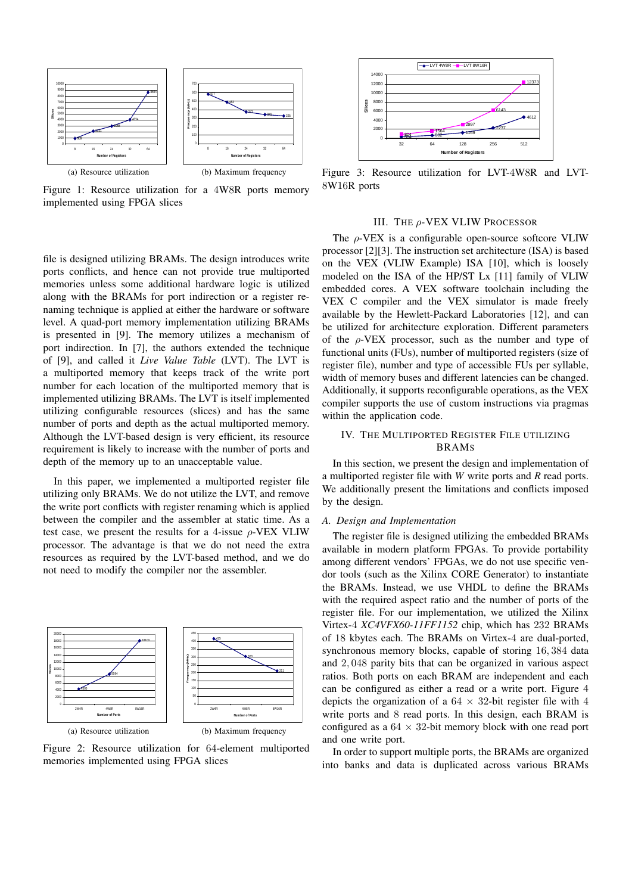(a) Resource utilization

(b) Maximum frequency

Figure 1: Resource utilization for a 4W8R ports memory implemented using FPGA slices

file is designed utilizing BRAMs. The design introduces write ports conflicts, and hence can not provide true multiported memories unless some additional hardware logic is utilized along with the BRAMs for port indirection or a register renaming technique is applied at either the hardware or software level. A quad-port memory implementation utilizing BRAMs is presented in [9]. The memory utilizes a mechanism of port indirection. In [7], the authors extended the technique of [9], and called it *Live Value Table* (LVT). The LVT is a multiported memory that keeps track of the write port number for each location of the multiported memory that is implemented utilizing BRAMs. The LVT is itself implemented utilizing configurable resources (slices) and has the same number of ports and depth as the actual multiported memory. Although the LVT-based design is very efficient, its resource requirement is likely to increase with the number of ports and depth of the memory up to an unacceptable value.

In this paper, we implemented a multiported register file utilizing only BRAMs. We do not utilize the LVT, and remove the write port conflicts with register renaming which is applied between the compiler and the assembler at static time. As a test case, we present the results for a 4-issue $\rho$-VEX VLIW processor. The advantage is that we do not need the extra resources as required by the LVT-based method, and we do not need to modify the compiler nor the assembler.

(a) Resource utilization

(b) Maximum frequency

Figure 2: Resource utilization for 64-element multiported memories implemented using FPGA slices

Figure 3: Resource utilization for LVT-4W8R and LVT-8W16R ports

## III. The $\rho$-VEX VLIW Processor

The $\rho$-VEX is a configurable open-source softcore VLIW processor [2][3]. The instruction set architecture (ISA) is based on the VEX (VLIW Example) ISA [10], which is loosely modeled on the ISA of the HP/ST Lx [11] family of VLIW embedded cores. A VEX software toolchain including the VEX C compiler and the VEX simulator is made freely available by the Hewlett-Packard Laboratories [12], and can be utilized for architecture exploration. Different parameters of the $\rho$-VEX processor, such as the number and type of functional units (FUs), number of multiported registers (size of register file), number and type of accessible FUs per syllable, width of memory buses and different latencies can be changed. Additionally, it supports reconfigurable operations, as the VEX compiler supports the use of custom instructions via pragmas within the application code.

## IV. The Multiported Register File utilizing BRAMs

In this section, we present the design and implementation of a multiported register file with *W* write ports and *R* read ports. We additionally present the limitations and conflicts imposed by the design.

### A. Design and Implementation

The register file is designed utilizing the embedded BRAMs available in modern platform FPGAs. To provide portability among different vendors' FPGAs, we do not use specific vendor tools (such as the Xilinx CORE Generator) to instantiate the BRAMs. Instead, we use VHDL to define the BRAMs with the required aspect ratio and the number of ports of the register file. For our implementation, we utilized the Xilinx Virtex-4 *XC4VFX60-11FF1152* chip, which has 232 BRAMs of 18 kbytes each. The BRAMs on Virtex-4 are dual-ported, synchronous memory blocks, capable of storing 16,384 data and 2,048 parity bits that can be organized in various aspect ratios. Both ports on each BRAM are independent and each can be configured as either a read or a write port. Figure 4 depicts the organization of a $64 \times 32$-bit register file with 4 write ports and 8 read ports. In this design, each BRAM is configured as a $64 \times 32$-bit memory block with one read port and one write port.

In order to support multiple ports, the BRAMs are organized into banks and data is duplicated across various BRAMs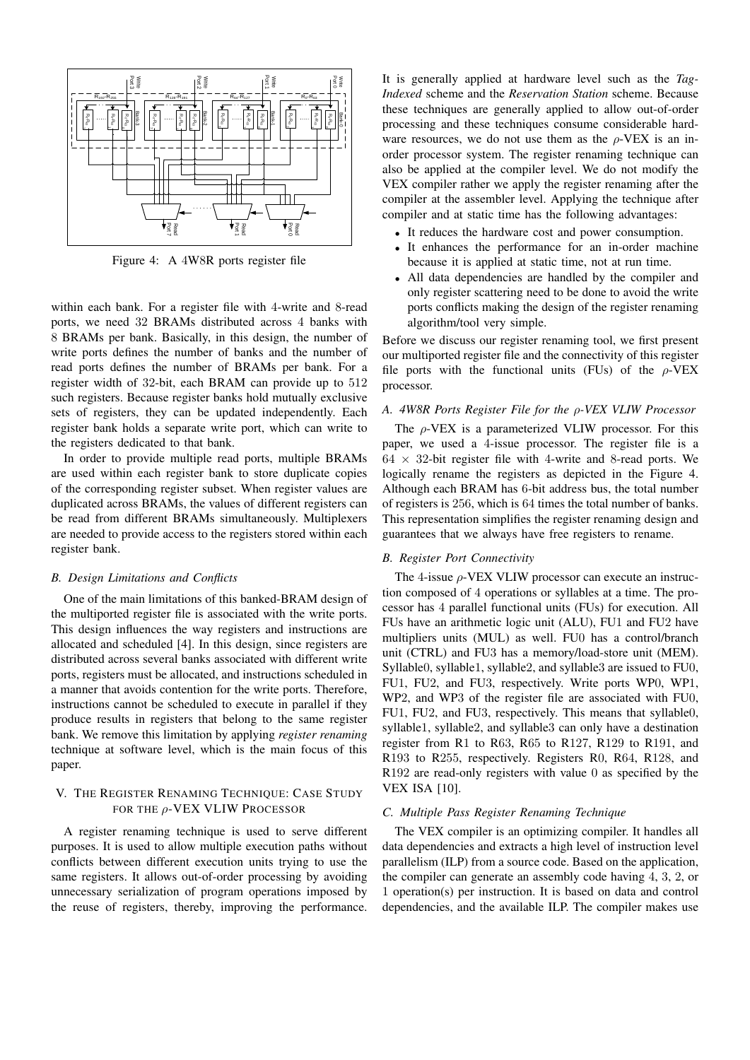Figure 4: A 4W8R ports register file

within each bank. For a register file with 4-write and 8-read ports, we need 32 BRAMs distributed across 4 banks with 8 BRAMs per bank. Basically, in this design, the number of write ports defines the number of banks and the number of read ports defines the number of BRAMs per bank. For a register width of 32-bit, each BRAM can provide up to 512 such registers. Because register banks hold mutually exclusive sets of registers, they can be updated independently. Each register bank holds a separate write port, which can write to the registers dedicated to that bank.

In order to provide multiple read ports, multiple BRAMs are used within each register bank to store duplicate copies of the corresponding register subset. When register values are duplicated across BRAMs, the values of different registers can be read from different BRAMs simultaneously. Multiplexers are needed to provide access to the registers stored within each register bank.

### B. Design Limitations and Conflicts

One of the main limitations of this banked-BRAM design of the multiported register file is associated with the write ports. This design influences the way registers and instructions are allocated and scheduled [4]. In this design, since registers are distributed across several banks associated with different write ports, registers must be allocated, and instructions scheduled in a manner that avoids contention for the write ports. Therefore, instructions cannot be scheduled to execute in parallel if they produce results in registers that belong to the same register bank. We remove this limitation by applying *register renaming* technique at software level, which is the main focus of this paper.

## V. The Register Renaming Technique: Case Study for the $\rho$-VEX VLIW Processor

A register renaming technique is used to serve different purposes. It is used to allow multiple execution paths without conflicts between different execution units trying to use the same registers. It allows out-of-order processing by avoiding unnecessary serialization of program operations imposed by the reuse of registers, thereby, improving the performance. It is generally applied at hardware level such as the *Tag-Indexed* scheme and the *Reservation Station* scheme. Because these techniques are generally applied to allow out-of-order processing and these techniques consume considerable hardware resources, we do not use them as the $\rho$-VEX is an in-order processor system. The register renaming technique can also be applied at the compiler level. We do not modify the VEX compiler rather we apply the register renaming after the compiler at the assembler level. Applying the technique after compiler and at static time has the following advantages:

- It reduces the hardware cost and power consumption.
- It enhances the performance for an in-order machine because it is applied at static time, not at run time.
- All data dependencies are handled by the compiler and only register scattering need to be done to avoid the write ports conflicts making the design of the register renaming algorithm/tool very simple.

Before we discuss our register renaming tool, we first present our multiported register file and the connectivity of this register file ports with the functional units (FUs) of the $\rho$-VEX processor.

### A. 4W8R Ports Register File for the $\rho$-VEX VLIW Processor

The $\rho$-VEX is a parameterized VLIW processor. For this paper, we used a 4-issue processor. The register file is a $64 \times 32$-bit register file with 4-write and 8-read ports. We logically rename the registers as depicted in the Figure 4. Although each BRAM has 6-bit address bus, the total number of registers is 256, which is 64 times the total number of banks. This representation simplifies the register renaming design and guarantees that we always have free registers to rename.

### B. Register Port Connectivity

The 4-issue $\rho$-VEX VLIW processor can execute an instruction composed of 4 operations or syllables at a time. The processor has 4 parallel functional units (FUs) for execution. All FUs have an arithmetic logic unit (ALU), FU1 and FU2 have multipliers units (MUL) as well. FU0 has a control/branch unit (CTRL) and FU3 has a memory/load-store unit (MEM). Syllable0, syllable1, syllable2, and syllable3 are issued to FU0, FU1, FU2, and FU3, respectively. Write ports WP0, WP1, WP2, and WP3 of the register file are associated with FU0, FU1, FU2, and FU3, respectively. This means that syllable0, syllable1, syllable2, and syllable3 can only have a destination register from R1 to R63, R65 to R127, R129 to R191, and R193 to R255, respectively. Registers R0, R64, R128, and R192 are read-only registers with value 0 as specified by the VEX ISA [10].

### C. Multiple Pass Register Renaming Technique

The VEX compiler is an optimizing compiler. It handles all data dependencies and extracts a high level of instruction level parallelism (ILP) from a source code. Based on the application, the compiler can generate an assembly code having 4, 3, 2, or 1 operation(s) per instruction. It is based on data and control dependencies, and the available ILP. The compiler makes use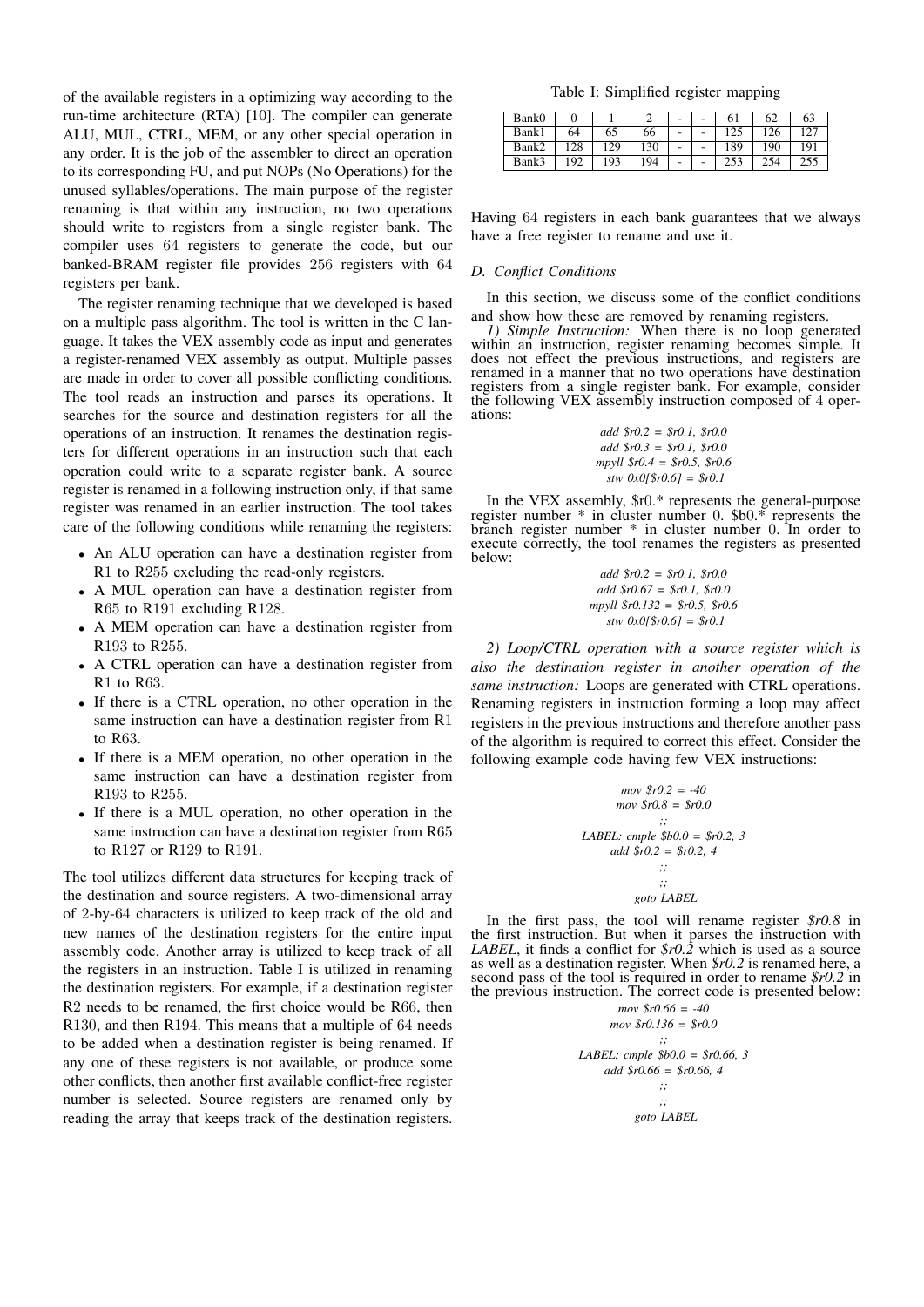of the available registers in a optimizing way according to the run-time architecture (RTA) [10]. The compiler can generate ALU, MUL, CTRL, MEM, or any other special operation in any order. It is the job of the assembler to direct an operation to its corresponding FU, and put NOPs (No Operations) for the unused syllables/operations. The main purpose of the register renaming is that within any instruction, no two operations should write to registers from a single register bank. The compiler uses 64 registers to generate the code, but our banked-BRAM register file provides 256 registers with 64 registers per bank.

The register renaming technique that we developed is based on a multiple pass algorithm. The tool is written in the C language. It takes the VEX assembly code as input and generates a register-renamed VEX assembly as output. Multiple passes are made in order to cover all possible conflicting conditions. The tool reads an instruction and parses its operations. It searches for the source and destination registers for all the operations of an instruction. It renames the destination registers for different operations in an instruction such that each operation could write to a separate register bank. A source register is renamed in a following instruction only, if that same register was renamed in an earlier instruction. The tool takes care of the following conditions while renaming the registers:

- An ALU operation can have a destination register from R1 to R255 excluding the read-only registers.
- A MUL operation can have a destination register from R65 to R191 excluding R128.
- A MEM operation can have a destination register from R193 to R255.
- A CTRL operation can have a destination register from R1 to R63.
- If there is a CTRL operation, no other operation in the same instruction can have a destination register from R1 to R63.
- If there is a MEM operation, no other operation in the same instruction can have a destination register from R193 to R255.
- If there is a MUL operation, no other operation in the same instruction can have a destination register from R65 to R127 or R129 to R191.

The tool utilizes different data structures for keeping track of the destination and source registers. A two-dimensional array of 2-by-64 characters is utilized to keep track of the old and new names of the destination registers for the entire input assembly code. Another array is utilized to keep track of all the registers in an instruction. Table I is utilized in renaming the destination registers. For example, if a destination register R2 needs to be renamed, the first choice would be R66, then R130, and then R194. This means that a multiple of 64 needs to be added when a destination register is being renamed. If any one of these registers is not available, or produce some other conflicts, then another first available conflict-free register number is selected. Source registers are renamed only by reading the array that keeps track of the destination registers.

Table I: Simplified register mapping

| Bank0 | 0 | 1 | 2 | - | - | 61 | 62 | 63 |
|---|---|---|---|---|---|---|---|---|
| Bank1 | 64 | 65 | 66 | - | - | 125 | 126 | 127 |
| Bank2 | 128 | 129 | 130 | - | - | 189 | 190 | 191 |
| Bank3 | 192 | 193 | 194 | - | - | 253 | 254 | 255 |

Having 64 registers in each bank guarantees that we always have a free register to rename and use it.

### D. Conflict Conditions

In this section, we discuss some of the conflict conditions and show how these are removed by renaming registers.

*1) Simple Instruction:* When there is no loop generated within an instruction, register renaming becomes simple. It does not effect the previous instructions, and registers are renamed in a manner that no two operations have destination registers from a single register bank. For example, consider the following VEX assembly instruction composed of 4 operations:

```
add $r0.2 = $r0.1, $r0.0
add $r0.3 = $r0.1, $r0.0
mpyll $r0.4 = $r0.5, $r0.6
stw 0x0[$r0.6] = $r0.1
```

In the VEX assembly, \$r0.* represents the general-purpose register number * in cluster number 0. \$b0.* represents the branch register number * in cluster number 0. In order to execute correctly, the tool renames the registers as presented below:

```
add $r0.2 = $r0.1, $r0.0
add $r0.67 = $r0.1, $r0.0
mpyll $r0.132 = $r0.5, $r0.6
stw 0x0[$r0.6] = $r0.1
```

*2) Loop/CTRL operation with a source register which is also the destination register in another operation of the same instruction:* Loops are generated with CTRL operations. Renaming registers in instruction forming a loop may affect registers in the previous instructions and therefore another pass of the algorithm is required to correct this effect. Consider the following example code having few VEX instructions:

```
mov $r0.2 = -40
mov $r0.8 = $r0.0
;;
LABEL: cmple $b0.0 = $r0.2, 3
add $r0.2 = $r0.2, 4
;;
;;
goto LABEL
```

In the first pass, the tool will rename register *\$r0.8* in the first instruction. But when it parses the instruction with *LABEL*, it finds a conflict for *\$r0.2* which is used as a source as well as a destination register. When *\$r0.2* is renamed here, a second pass of the tool is required in order to rename *\$r0.2* in the previous instruction. The correct code is presented below:

```
mov $r0.66 = -40
mov $r0.136 = $r0.0
;;
LABEL: cmple $b0.0 = $r0.66, 3
add $r0.66 = $r0.66, 4
;;
;;
goto LABEL
```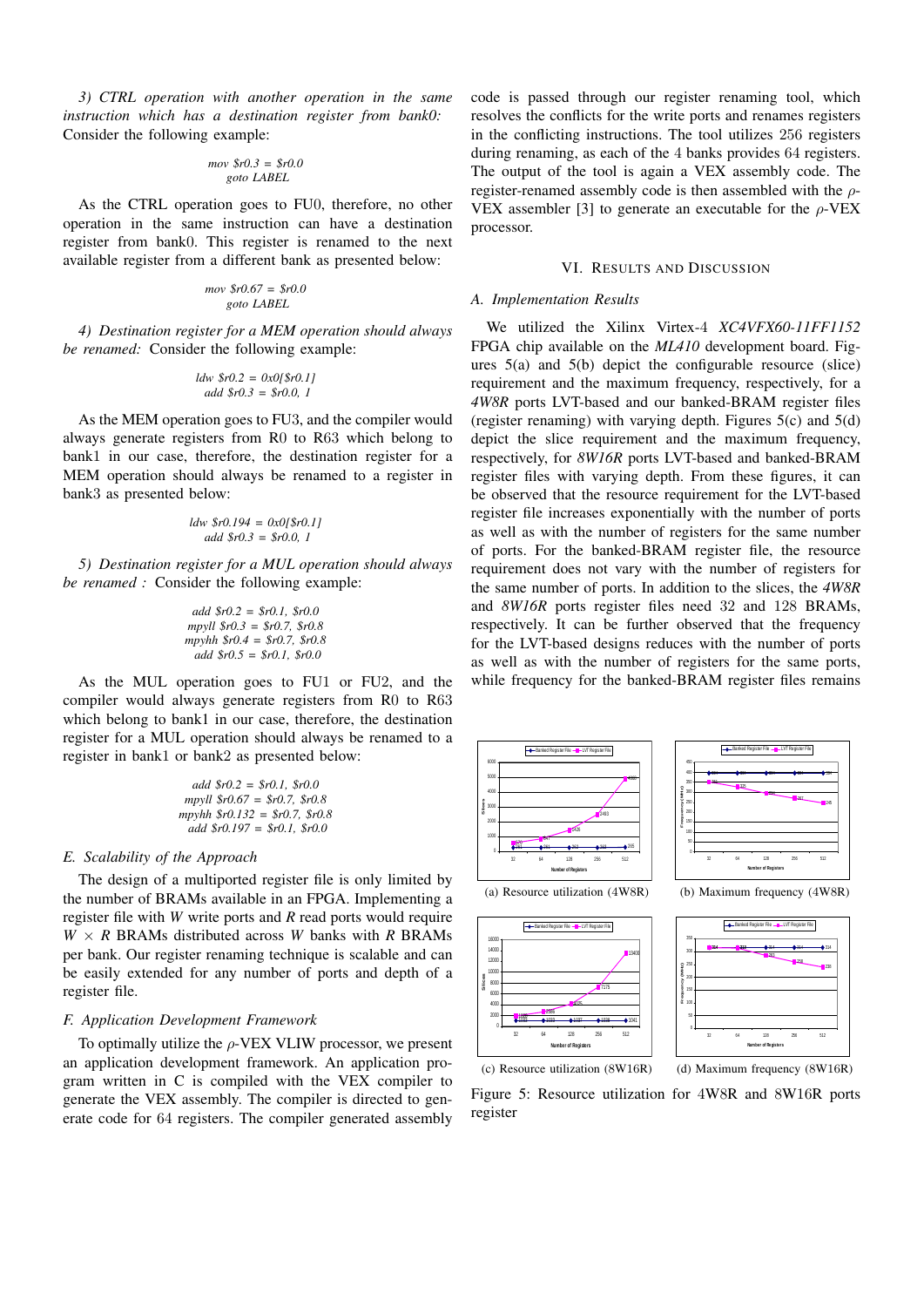*3) CTRL operation with another operation in the same instruction which has a destination register from bank0:* Consider the following example:

```
mov $r0.3 = $r0.0
goto LABEL
```

As the CTRL operation goes to FU0, therefore, no other operation in the same instruction can have a destination register from bank0. This register is renamed to the next available register from a different bank as presented below:

```
mov $r0.67 = $r0.0
goto LABEL
```

*4) Destination register for a MEM operation should always be renamed:* Consider the following example:

```
ldw $r0.2 = 0x0[$r0.1]
add $r0.3 = $r0.0, 1
```

As the MEM operation goes to FU3, and the compiler would always generate registers from R0 to R63 which belong to bank1 in our case, therefore, the destination register for a MEM operation should always be renamed to a register in bank3 as presented below:

```
ldw $r0.194 = 0x0[$r0.1]
add $r0.3 = $r0.0, 1
```

*5) Destination register for a MUL operation should always be renamed :* Consider the following example:

```
add $r0.2 = $r0.1, $r0.0
mpyll $r0.3 = $r0.7, $r0.8
mpyhh $r0.4 = $r0.7, $r0.8
add $r0.5 = $r0.1, $r0.0
```

As the MUL operation goes to FU1 or FU2, and the compiler would always generate registers from R0 to R63 which belong to bank1 in our case, therefore, the destination register for a MUL operation should always be renamed to a register in bank1 or bank2 as presented below:

```
add $r0.2 = $r0.1, $r0.0
mpyll $r0.67 = $r0.7, $r0.8
mpyhh $r0.132 = $r0.7, $r0.8
add $r0.197 = $r0.1, $r0.0
```

### *E. Scalability of the Approach*

The design of a multiported register file is only limited by the number of BRAMs available in an FPGA. Implementing a register file with *W* write ports and *R* read ports would require $W \times R$ BRAMs distributed across *W* banks with *R* BRAMs per bank. Our register renaming technique is scalable and can be easily extended for any number of ports and depth of a register file.

### *F. Application Development Framework*

To optimally utilize the $\rho$-VEX VLIW processor, we present an application development framework. An application program written in C is compiled with the VEX compiler to generate the VEX assembly. The compiler is directed to generate code for 64 registers. The compiler generated assembly code is passed through our register renaming tool, which resolves the conflicts for the write ports and renames registers in the conflicting instructions. The tool utilizes 256 registers during renaming, as each of the 4 banks provides 64 registers. The output of the tool is again a VEX assembly code. The register-renamed assembly code is then assembled with the $\rho$-VEX assembler [3] to generate an executable for the $\rho$-VEX processor.

## VI. Results and Discussion

### *A. Implementation Results*

We utilized the Xilinx Virtex-4 *XC4VFX60-11FF1152* FPGA chip available on the *ML410* development board. Figures 5(a) and 5(b) depict the configurable resource (slice) requirement and the maximum frequency, respectively, for a *4W8R* ports LVT-based and our banked-BRAM register files (register renaming) with varying depth. Figures 5(c) and 5(d) depict the slice requirement and the maximum frequency, respectively, for *8W16R* ports LVT-based and banked-BRAM register files with varying depth. From these figures, it can be observed that the resource requirement for the LVT-based register file increases exponentially with the number of ports as well as with the number of registers for the same number of ports. For the banked-BRAM register file, the resource requirement does not vary with the number of registers for the same number of ports. In addition to the slices, the *4W8R* and *8W16R* ports register files need 32 and 128 BRAMs, respectively. It can be further observed that the frequency for the LVT-based designs reduces with the number of ports as well as with the number of registers for the same number of ports, while frequency for the banked-BRAM register files remains

(a) Resource utilization (4W8R)

(b) Maximum frequency (4W8R)

(c) Resource utilization (8W16R)

(d) Maximum frequency (8W16R)

Figure 5: Resource utilization for 4W8R and 8W16R ports register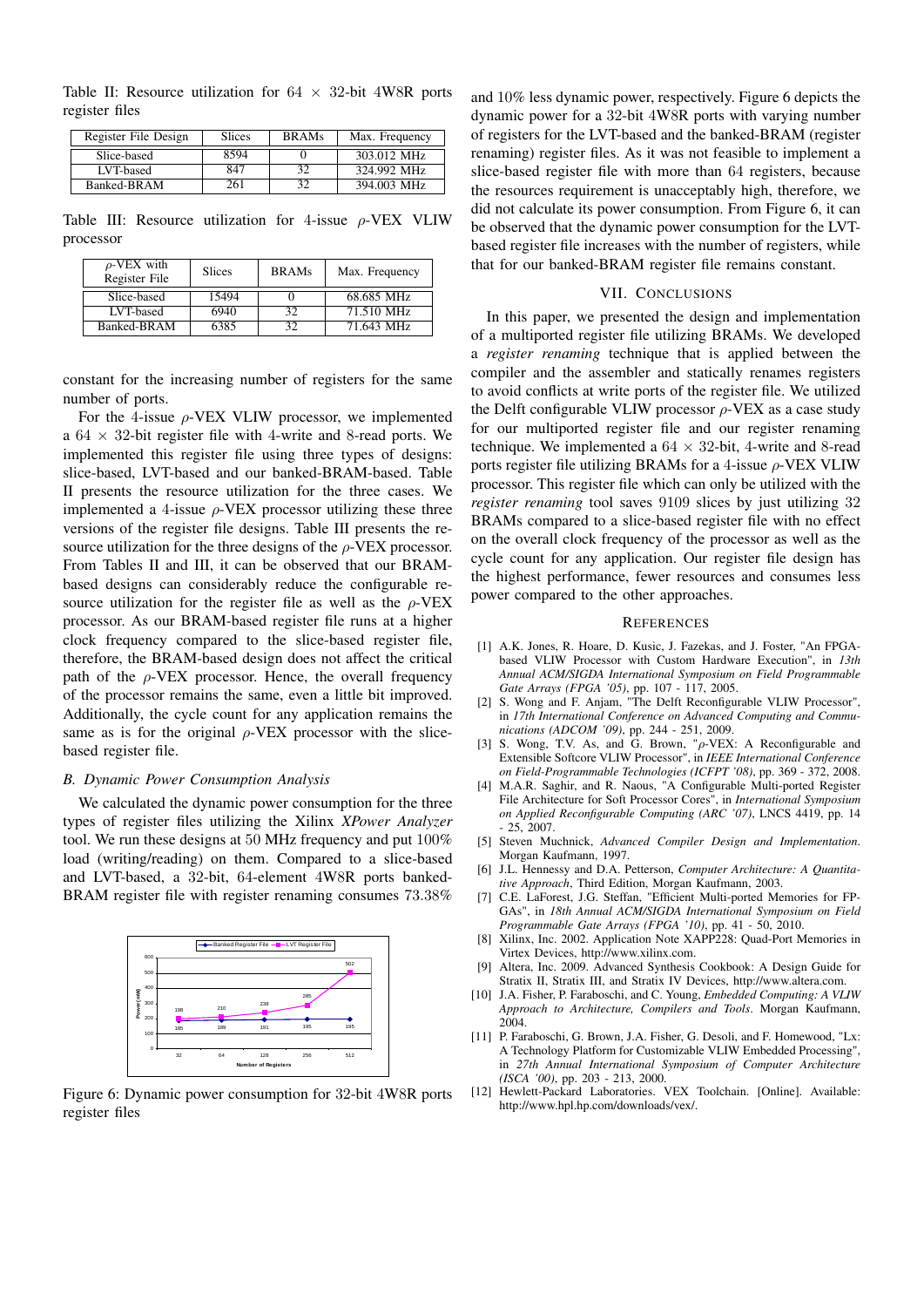Table II: Resource utilization for $64 \times 32$-bit 4W8R ports register files

| Register File Design | Slices | BRAMs | Max. Frequency |
|---|---|---|---|
| Slice-based | 8594 | 0 | 303.012 MHz |
| LVT-based | 847 | 32 | 324.992 MHz |
| Banked-BRAM | 261 | 32 | 394.003 MHz |

Table III: Resource utilization for 4-issue $\rho$-VEX VLIW processor

| $\rho$-VEX with Register File | Slices | BRAMs | Max. Frequency |
|---|---|---|---|
| Slice-based | 15494 | 0 | 68.685 MHz |
| LVT-based | 6940 | 32 | 71.510 MHz |
| Banked-BRAM | 6385 | 32 | 71.643 MHz |

constant for the increasing number of registers for the same number of ports.

For the 4-issue $\rho$-VEX VLIW processor, we implemented a $64 \times 32$-bit register file with 4-write and 8-read ports. We implemented this register file using three types of designs: slice-based, LVT-based and our banked-BRAM-based. Table II presents the resource utilization for the three cases. We implemented a 4-issue $\rho$-VEX processor utilizing these three versions of the register file designs. Table III presents the resource utilization for the three designs of the $\rho$-VEX processor. From Tables II and III, it can be observed that our BRAM-based designs can considerably reduce the configurable resource utilization for the register file as well as the $\rho$-VEX processor. As our BRAM-based register file runs at a higher clock frequency compared to the slice-based register file, therefore, the BRAM-based design does not affect the critical path of the $\rho$-VEX processor. Hence, the overall frequency of the processor remains the same, even a little bit improved. Additionally, the cycle count for any application remains the same as is for the original $\rho$-VEX processor with the slice-based register file.

### B. Dynamic Power Consumption Analysis

We calculated the dynamic power consumption for the three types of register files utilizing the Xilinx *XPower Analyzer* tool. We run these designs at 50 MHz frequency and put 100% load (writing/reading) on them. Compared to a slice-based and LVT-based, a 32-bit, 64-element 4W8R ports banked-BRAM register file with register renaming consumes 73.38% and 10% less dynamic power, respectively. Figure 6 depicts the dynamic power for a 32-bit 4W8R ports with varying number of registers for the LVT-based and the banked-BRAM (register renaming) register files. As it was not feasible to implement a slice-based register file with more than 64 registers, because the resources requirement is unacceptably high, therefore, we did not calculate its power consumption. From Figure 6, it can be observed that the dynamic power consumption for the LVT-based register file increases with the number of registers, while that for our banked-BRAM register file remains constant.

Banked Register File
LVT Register File
Power (mW)
Number of Registers
0
100
200
300
400
500
600
32
64
128
256
512
198
210
238
285
502
185
189
191
195
195

Figure 6: Dynamic power consumption for 32-bit 4W8R ports register files

## VII. Conclusions

In this paper, we presented the design and implementation of a multiported register file utilizing BRAMs. We developed a *register renaming* technique that is applied between the compiler and the assembler and statically renames registers to avoid conflicts at write ports of the register file. We utilized the Delft configurable VLIW processor $\rho$-VEX as a case study for our multiported register file and our register renaming technique. We implemented a $64 \times 32$-bit, 4-write and 8-read ports register file utilizing BRAMs for a 4-issue $\rho$-VEX VLIW processor. This register file which can only be utilized with the *register renaming* tool saves 9109 slices by just utilizing 32 BRAMs compared to a slice-based register file with no effect on the overall clock frequency of the processor as well as the cycle count for any application. Our register file design has the highest performance, fewer resources and consumes less power compared to the other approaches.

## References

[1] A.K. Jones, R. Hoare, D. Kusic, J. Fazekas, and J. Foster, "An FPGA-based VLIW Processor with Custom Hardware Execution", in *13th Annual ACM/SIGDA International Symposium on Field Programmable Gate Arrays (FPGA '05)*, pp. 107 - 117, 2005.

[2] S. Wong and F. Anjam, "The Delft Reconfigurable VLIW Processor", in *17th International Conference on Advanced Computing and Communications (ADCOM '09)*, pp. 244 - 251, 2009.

[3] S. Wong, T.V. As, and G. Brown, "$\rho$-VEX: A Reconfigurable and Extensible Softcore VLIW Processor", in *IEEE International Conference on Field-Programmable Technologies (ICFPT '08)*, pp. 369 - 372, 2008.

[4] M.A.R. Saghir, and R. Naous, "A Configurable Multi-ported Register File Architecture for Soft Processor Cores", in *International Symposium on Applied Reconfigurable Computing (ARC '07)*, LNCS 4419, pp. 14 - 25, 2007.

[5] Steven Muchnick, *Advanced Compiler Design and Implementation*. Morgan Kaufmann, 1997.

[6] J.L. Hennessy and D.A. Petterson, *Computer Architecture: A Quantitative Approach*, Third Edition, Morgan Kaufmann, 2003.

[7] C.E. LaForest, J.G. Steffan, "Efficient Multi-ported Memories for FPGAs", in *18th Annual ACM/SIGDA International Symposium on Field Programmable Gate Arrays (FPGA '10)*, pp. 41 - 50, 2010.

[8] Xilinx, Inc. 2002. Application Note XAPP228: Quad-Port Memories in Virtex Devices, http://www.xilinx.com.

[9] Altera, Inc. 2009. Advanced Synthesis Cookbook: A Design Guide for Stratix II, Stratix III, and Stratix IV Devices, http://www.altera.com.

[10] J.A. Fisher, P. Faraboschi, and C. Young, *Embedded Computing: A VLIW Approach to Architecture, Compilers and Tools*. Morgan Kaufmann, 2004.

[11] P. Faraboschi, G. Brown, J.A. Fisher, G. Desoli, and F. Homewood, "Lx: A Technology Platform for Customizable VLIW Embedded Processing", in *27th Annual International Symposium of Computer Architecture (ISCA '00)*, pp. 203 - 213, 2000.

[12] Hewlett-Packard Laboratories. VEX Toolchain. [Online]. Available: http://www.hpl.hp.com/downloads/vex/.